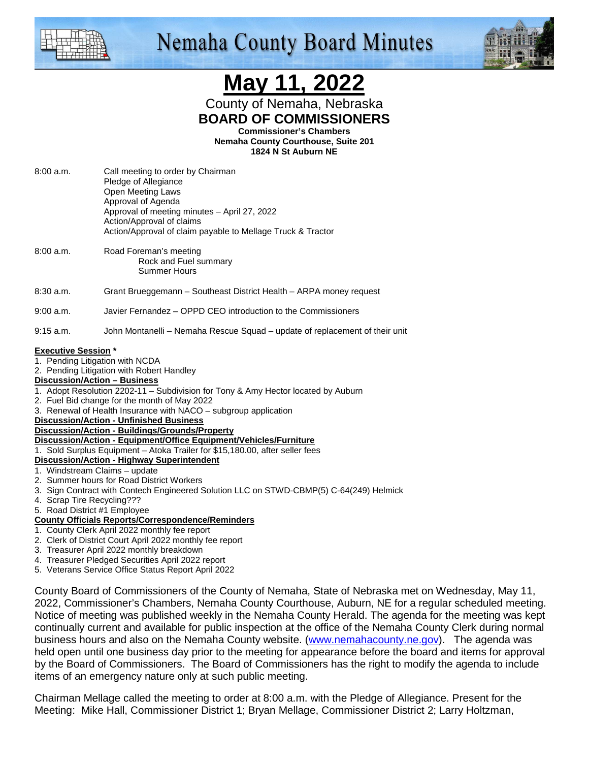# Nemaha County Board Minutes

# May 11, 2022

County of Nemaha, Nebraska

**BOARD OF COMMISSIONERS**

**Commissioner's Chambers**
**Nemaha County Courthouse, Suite 201**
**1824 N St Auburn NE**

8:00 a.m. Call meeting to order by Chairman
Pledge of Allegiance
Open Meeting Laws
Approval of Agenda
Approval of meeting minutes – April 27, 2022
Action/Approval of claims
Action/Approval of claim payable to Mellage Truck & Tractor

8:00 a.m. Road Foreman's meeting
Rock and Fuel summary
Summer Hours

8:30 a.m. Grant Brueggemann – Southeast District Health – ARPA money request

9:00 a.m. Javier Fernandez – OPPD CEO introduction to the Commissioners

9:15 a.m. John Montanelli – Nemaha Rescue Squad – update of replacement of their unit

**Executive Session** *
1. Pending Litigation with NCDA
2. Pending Litigation with Robert Handley

**Discussion/Action – Business**
1. Adopt Resolution 2202-11 – Subdivision for Tony & Amy Hector located by Auburn
2. Fuel Bid change for the month of May 2022
3. Renewal of Health Insurance with NACO – subgroup application

**Discussion/Action - Unfinished Business**

**Discussion/Action - Buildings/Grounds/Property**

**Discussion/Action - Equipment/Office Equipment/Vehicles/Furniture**
1. Sold Surplus Equipment – Atoka Trailer for $15,180.00, after seller fees

**Discussion/Action - Highway Superintendent**
1. Windstream Claims – update
2. Summer hours for Road District Workers
3. Sign Contract with Contech Engineered Solution LLC on STWD-CBMP(5) C-64(249) Helmick
4. Scrap Tire Recycling???
5. Road District #1 Employee

**County Officials Reports/Correspondence/Reminders**
1. County Clerk April 2022 monthly fee report
2. Clerk of District Court April 2022 monthly fee report
3. Treasurer April 2022 monthly breakdown
4. Treasurer Pledged Securities April 2022 report
5. Veterans Service Office Status Report April 2022

County Board of Commissioners of the County of Nemaha, State of Nebraska met on Wednesday, May 11, 2022, Commissioner's Chambers, Nemaha County Courthouse, Auburn, NE for a regular scheduled meeting. Notice of meeting was published weekly in the Nemaha County Herald. The agenda for the meeting was kept continually current and available for public inspection at the office of the Nemaha County Clerk during normal business hours and also on the Nemaha County website. (www.nemahacounty.ne.gov). The agenda was held open until one business day prior to the meeting for appearance before the board and items for approval by the Board of Commissioners. The Board of Commissioners has the right to modify the agenda to include items of an emergency nature only at such public meeting.

Chairman Mellage called the meeting to order at 8:00 a.m. with the Pledge of Allegiance. Present for the Meeting: Mike Hall, Commissioner District 1; Bryan Mellage, Commissioner District 2; Larry Holtzman,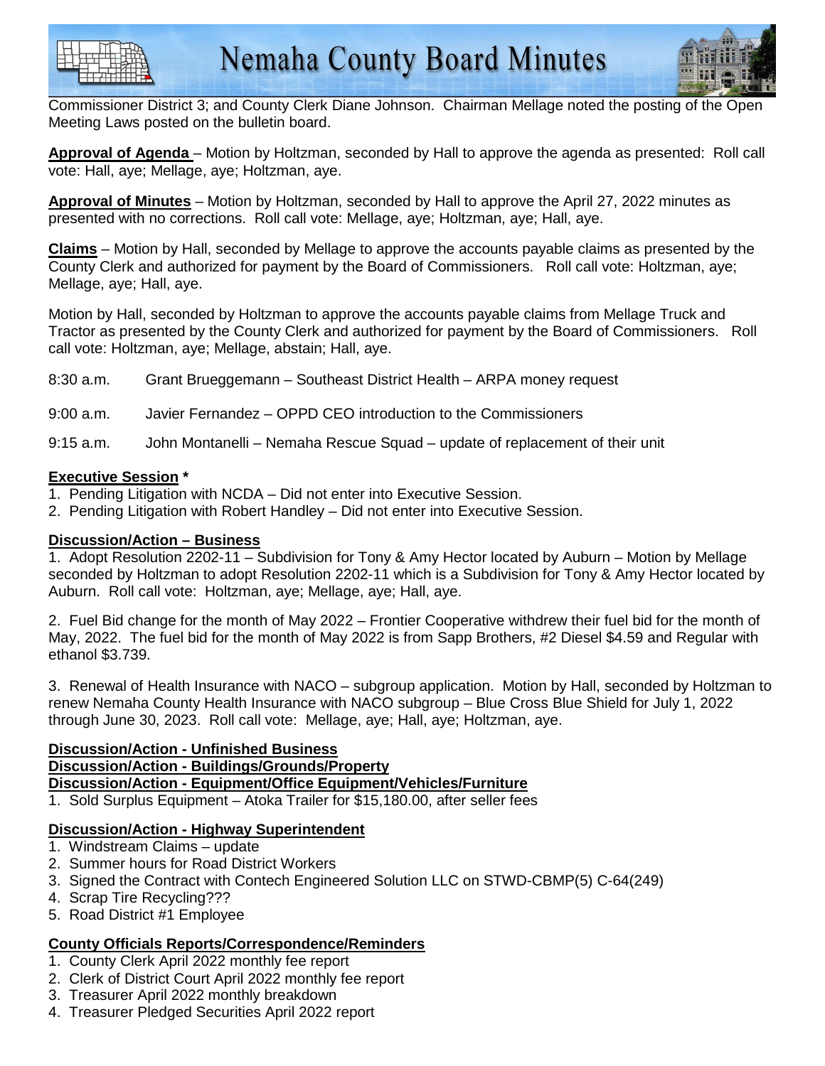Commissioner District 3; and County Clerk Diane Johnson. Chairman Mellage noted the posting of the Open Meeting Laws posted on the bulletin board.

**Approval of Agenda** – Motion by Holtzman, seconded by Hall to approve the agenda as presented: Roll call vote: Hall, aye; Mellage, aye; Holtzman, aye.

**Approval of Minutes** – Motion by Holtzman, seconded by Hall to approve the April 27, 2022 minutes as presented with no corrections. Roll call vote: Mellage, aye; Holtzman, aye; Hall, aye.

**Claims** – Motion by Hall, seconded by Mellage to approve the accounts payable claims as presented by the County Clerk and authorized for payment by the Board of Commissioners. Roll call vote: Holtzman, aye; Mellage, aye; Hall, aye.

Motion by Hall, seconded by Holtzman to approve the accounts payable claims from Mellage Truck and Tractor as presented by the County Clerk and authorized for payment by the Board of Commissioners. Roll call vote: Holtzman, aye; Mellage, abstain; Hall, aye.

8:30 a.m. Grant Brueggemann – Southeast District Health – ARPA money request

9:00 a.m. Javier Fernandez – OPPD CEO introduction to the Commissioners

9:15 a.m. John Montanelli – Nemaha Rescue Squad – update of replacement of their unit

**Executive Session ***

1. Pending Litigation with NCDA – Did not enter into Executive Session.
2. Pending Litigation with Robert Handley – Did not enter into Executive Session.

**Discussion/Action – Business**

1. Adopt Resolution 2202-11 – Subdivision for Tony & Amy Hector located by Auburn – Motion by Mellage seconded by Holtzman to adopt Resolution 2202-11 which is a Subdivision for Tony & Amy Hector located by Auburn. Roll call vote: Holtzman, aye; Mellage, aye; Hall, aye.

2. Fuel Bid change for the month of May 2022 – Frontier Cooperative withdrew their fuel bid for the month of May, 2022. The fuel bid for the month of May 2022 is from Sapp Brothers, #2 Diesel $4.59 and Regular with ethanol $3.739.

3. Renewal of Health Insurance with NACO – subgroup application. Motion by Hall, seconded by Holtzman to renew Nemaha County Health Insurance with NACO subgroup – Blue Cross Blue Shield for July 1, 2022 through June 30, 2023. Roll call vote: Mellage, aye; Hall, aye; Holtzman, aye.

**Discussion/Action - Unfinished Business**

**Discussion/Action - Buildings/Grounds/Property**

**Discussion/Action - Equipment/Office Equipment/Vehicles/Furniture**

1. Sold Surplus Equipment – Atoka Trailer for $15,180.00, after seller fees

**Discussion/Action - Highway Superintendent**

1. Windstream Claims – update
2. Summer hours for Road District Workers
3. Signed the Contract with Contech Engineered Solution LLC on STWD-CBMP(5) C-64(249)
4. Scrap Tire Recycling???
5. Road District #1 Employee

**County Officials Reports/Correspondence/Reminders**

1. County Clerk April 2022 monthly fee report
2. Clerk of District Court April 2022 monthly fee report
3. Treasurer April 2022 monthly breakdown
4. Treasurer Pledged Securities April 2022 report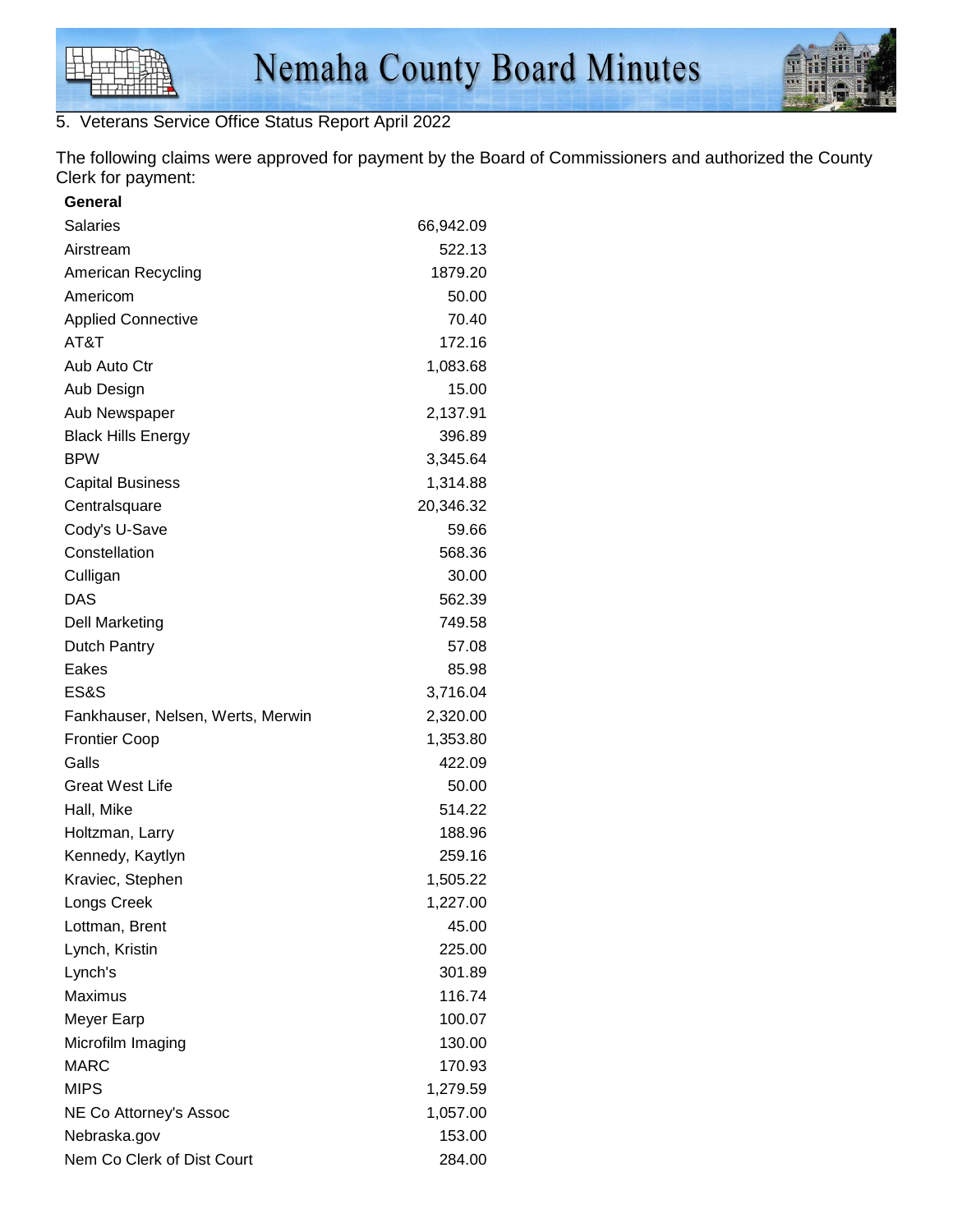5. Veterans Service Office Status Report April 2022

The following claims were approved for payment by the Board of Commissioners and authorized the County Clerk for payment:

| **General** | |
|---|---|
| Salaries | 66,942.09 |
| Airstream | 522.13 |
| American Recycling | 1879.20 |
| Americom | 50.00 |
| Applied Connective | 70.40 |
| AT&T | 172.16 |
| Aub Auto Ctr | 1,083.68 |
| Aub Design | 15.00 |
| Aub Newspaper | 2,137.91 |
| Black Hills Energy | 396.89 |
| BPW | 3,345.64 |
| Capital Business | 1,314.88 |
| Centralsquare | 20,346.32 |
| Cody's U-Save | 59.66 |
| Constellation | 568.36 |
| Culligan | 30.00 |
| DAS | 562.39 |
| Dell Marketing | 749.58 |
| Dutch Pantry | 57.08 |
| Eakes | 85.98 |
| ES&S | 3,716.04 |
| Fankhauser, Nelsen, Werts, Merwin | 2,320.00 |
| Frontier Coop | 1,353.80 |
| Galls | 422.09 |
| Great West Life | 50.00 |
| Hall, Mike | 514.22 |
| Holtzman, Larry | 188.96 |
| Kennedy, Kaytlyn | 259.16 |
| Kraviec, Stephen | 1,505.22 |
| Longs Creek | 1,227.00 |
| Lottman, Brent | 45.00 |
| Lynch, Kristin | 225.00 |
| Lynch's | 301.89 |
| Maximus | 116.74 |
| Meyer Earp | 100.07 |
| Microfilm Imaging | 130.00 |
| MARC | 170.93 |
| MIPS | 1,279.59 |
| NE Co Attorney's Assoc | 1,057.00 |
| Nebraska.gov | 153.00 |
| Nem Co Clerk of Dist Court | 284.00 |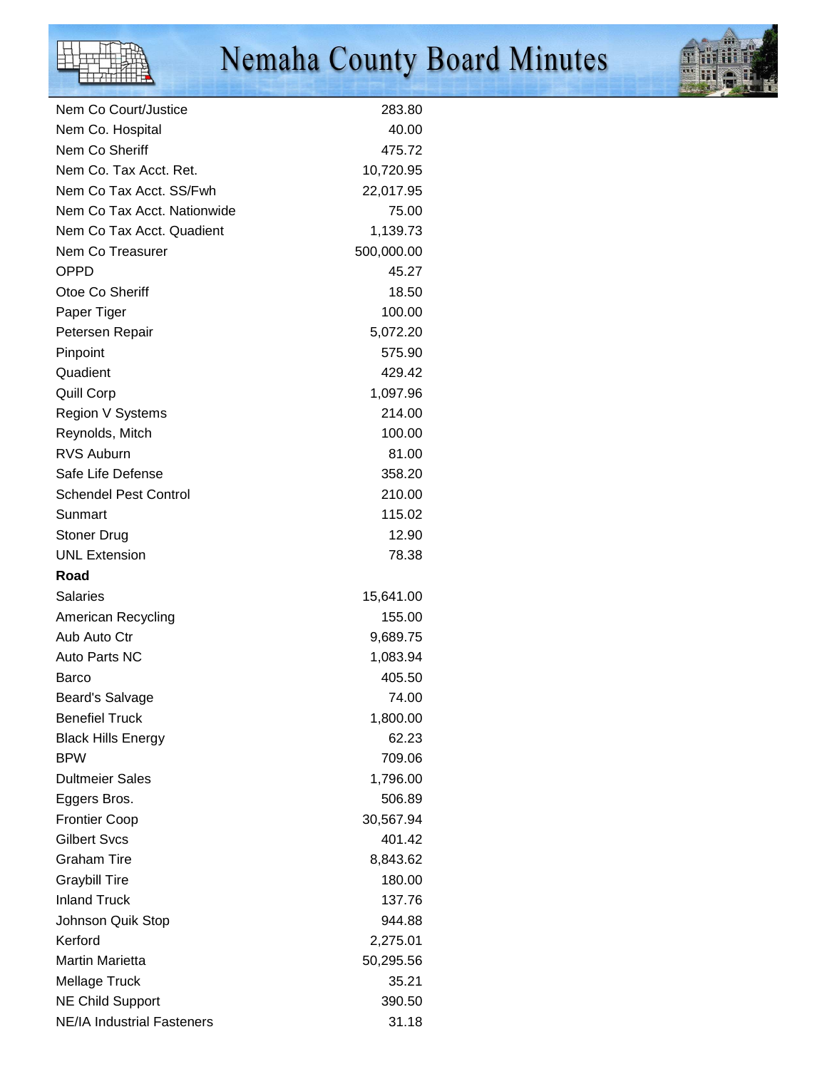| | |
|---|---:|
| Nem Co Court/Justice | 283.80 |
| Nem Co. Hospital | 40.00 |
| Nem Co Sheriff | 475.72 |
| Nem Co. Tax Acct. Ret. | 10,720.95 |
| Nem Co Tax Acct. SS/Fwh | 22,017.95 |
| Nem Co Tax Acct. Nationwide | 75.00 |
| Nem Co Tax Acct. Quadient | 1,139.73 |
| Nem Co Treasurer | 500,000.00 |
| OPPD | 45.27 |
| Otoe Co Sheriff | 18.50 |
| Paper Tiger | 100.00 |
| Petersen Repair | 5,072.20 |
| Pinpoint | 575.90 |
| Quadient | 429.42 |
| Quill Corp | 1,097.96 |
| Region V Systems | 214.00 |
| Reynolds, Mitch | 100.00 |
| RVS Auburn | 81.00 |
| Safe Life Defense | 358.20 |
| Schendel Pest Control | 210.00 |
| Sunmart | 115.02 |
| Stoner Drug | 12.90 |
| UNL Extension | 78.38 |
| **Road** | |
| Salaries | 15,641.00 |
| American Recycling | 155.00 |
| Aub Auto Ctr | 9,689.75 |
| Auto Parts NC | 1,083.94 |
| Barco | 405.50 |
| Beard's Salvage | 74.00 |
| Benefiel Truck | 1,800.00 |
| Black Hills Energy | 62.23 |
| BPW | 709.06 |
| Dultmeier Sales | 1,796.00 |
| Eggers Bros. | 506.89 |
| Frontier Coop | 30,567.94 |
| Gilbert Svcs | 401.42 |
| Graham Tire | 8,843.62 |
| Graybill Tire | 180.00 |
| Inland Truck | 137.76 |
| Johnson Quik Stop | 944.88 |
| Kerford | 2,275.01 |
| Martin Marietta | 50,295.56 |
| Mellage Truck | 35.21 |
| NE Child Support | 390.50 |
| NE/IA Industrial Fasteners | 31.18 |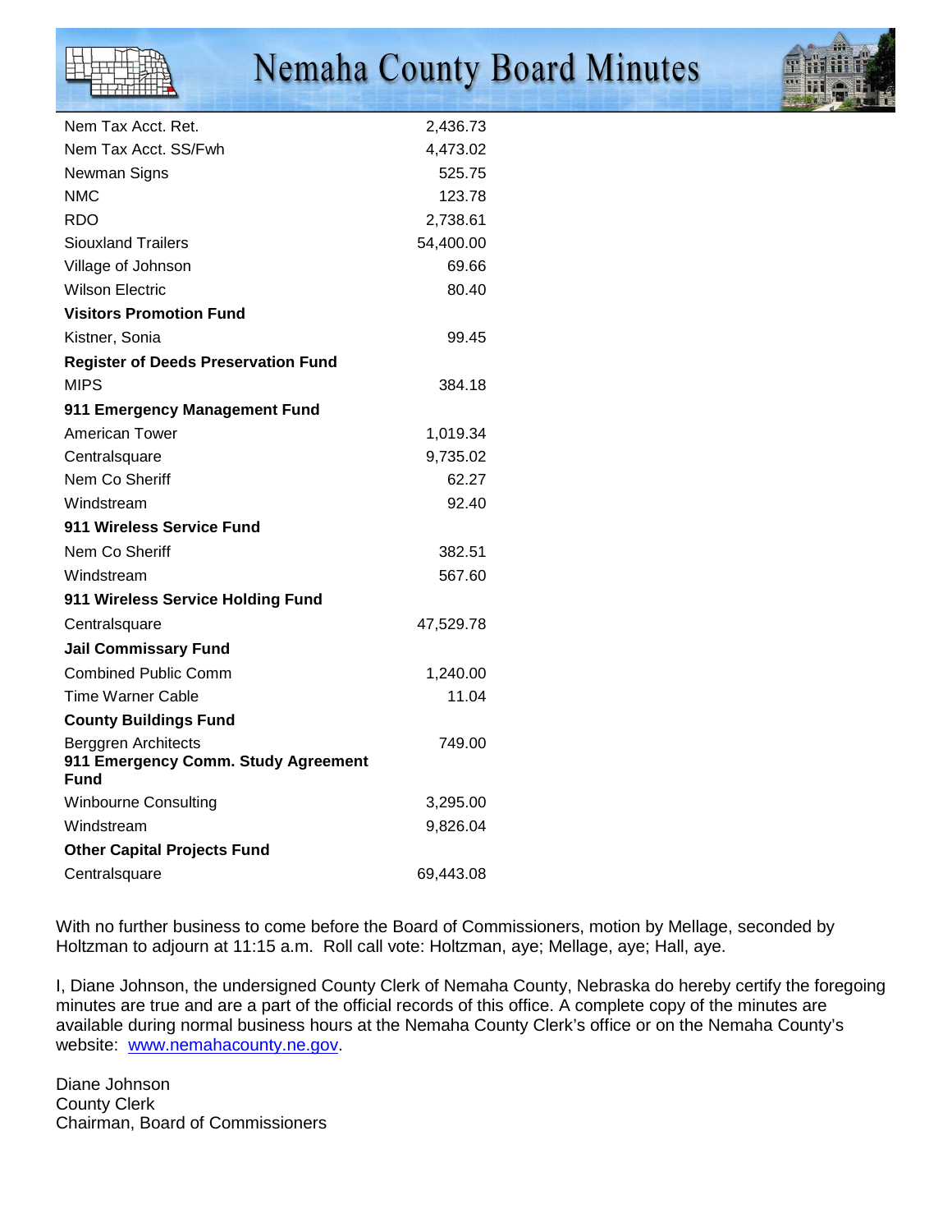| | |
|---|---|
| Nem Tax Acct. Ret. | 2,436.73 |
| Nem Tax Acct. SS/Fwh | 4,473.02 |
| Newman Signs | 525.75 |
| NMC | 123.78 |
| RDO | 2,738.61 |
| Siouxland Trailers | 54,400.00 |
| Village of Johnson | 69.66 |
| Wilson Electric | 80.40 |
| **Visitors Promotion Fund** | |
| Kistner, Sonia | 99.45 |
| **Register of Deeds Preservation Fund** | |
| MIPS | 384.18 |
| **911 Emergency Management Fund** | |
| American Tower | 1,019.34 |
| Centralsquare | 9,735.02 |
| Nem Co Sheriff | 62.27 |
| Windstream | 92.40 |
| **911 Wireless Service Fund** | |
| Nem Co Sheriff | 382.51 |
| Windstream | 567.60 |
| **911 Wireless Service Holding Fund** | |
| Centralsquare | 47,529.78 |
| **Jail Commissary Fund** | |
| Combined Public Comm | 1,240.00 |
| Time Warner Cable | 11.04 |
| **County Buildings Fund** | |
| Berggren Architects | 749.00 |
| **911 Emergency Comm. Study Agreement Fund** | |
| Winbourne Consulting | 3,295.00 |
| Windstream | 9,826.04 |
| **Other Capital Projects Fund** | |
| Centralsquare | 69,443.08 |

With no further business to come before the Board of Commissioners, motion by Mellage, seconded by Holtzman to adjourn at 11:15 a.m. Roll call vote: Holtzman, aye; Mellage, aye; Hall, aye.

I, Diane Johnson, the undersigned County Clerk of Nemaha County, Nebraska do hereby certify the foregoing minutes are true and are a part of the official records of this office. A complete copy of the minutes are available during normal business hours at the Nemaha County Clerk's office or on the Nemaha County's website: www.nemahacounty.ne.gov.

Diane Johnson
County Clerk
Chairman, Board of Commissioners